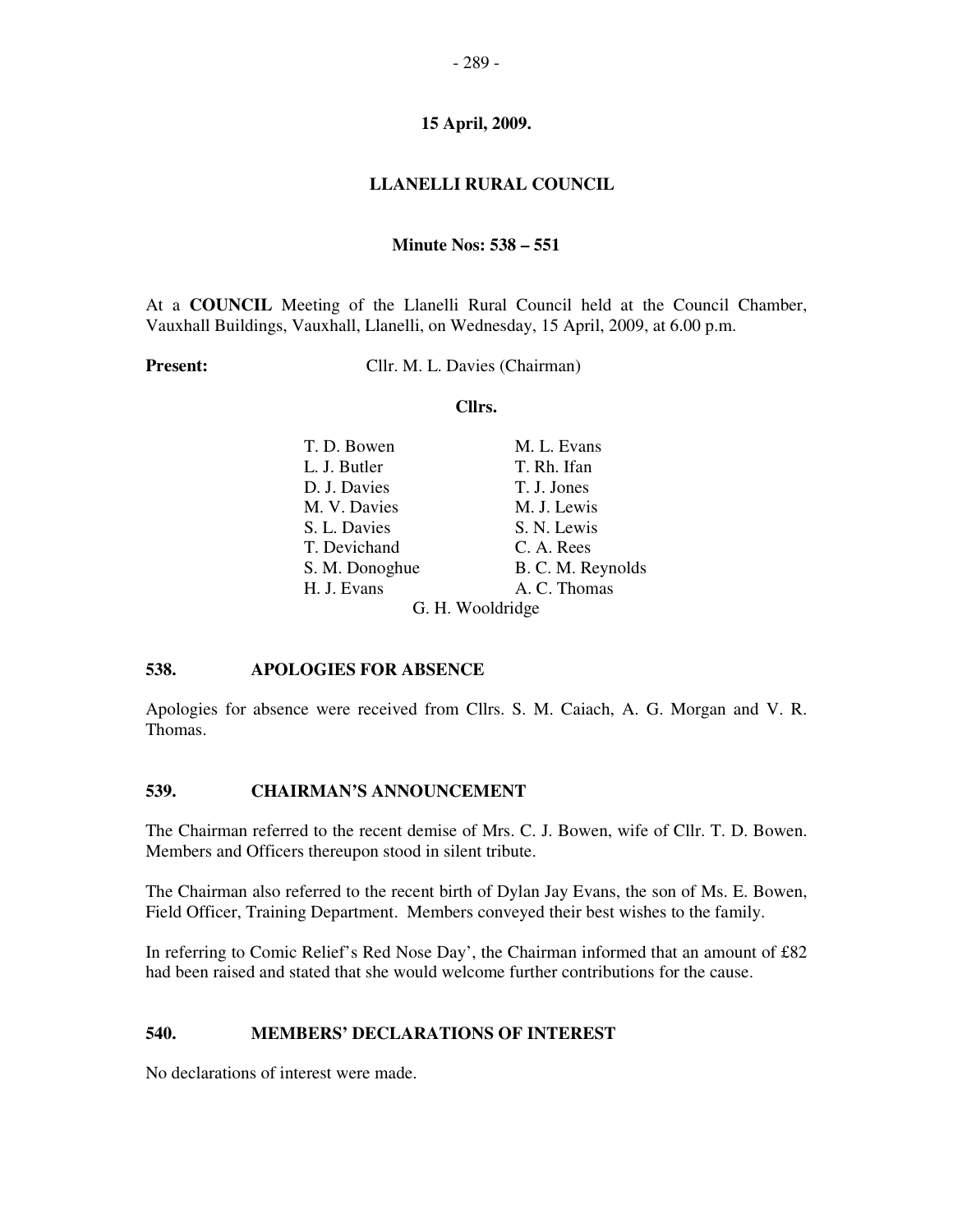**15 April, 2009.**

# LLANELLI RURAL COUNCIL

**Minute Nos: 538 – 551**

At a **COUNCIL** Meeting of the Llanelli Rural Council held at the Council Chamber, Vauxhall Buildings, Vauxhall, Llanelli, on Wednesday, 15 April, 2009, at 6.00 p.m.

**Present:** Cllr. M. L. Davies (Chairman)

**Cllrs.**

T. D. Bowen
L. J. Butler
D. J. Davies
M. V. Davies
S. L. Davies
T. Devichand
S. M. Donoghue
H. J. Evans
M. L. Evans
T. Rh. Ifan
T. J. Jones
M. J. Lewis
S. N. Lewis
C. A. Rees
B. C. M. Reynolds
A. C. Thomas
G. H. Wooldridge

## 538. APOLOGIES FOR ABSENCE

Apologies for absence were received from Cllrs. S. M. Caiach, A. G. Morgan and V. R. Thomas.

## 539. CHAIRMAN'S ANNOUNCEMENT

The Chairman referred to the recent demise of Mrs. C. J. Bowen, wife of Cllr. T. D. Bowen. Members and Officers thereupon stood in silent tribute.

The Chairman also referred to the recent birth of Dylan Jay Evans, the son of Ms. E. Bowen, Field Officer, Training Department. Members conveyed their best wishes to the family.

In referring to Comic Relief's Red Nose Day', the Chairman informed that an amount of £82 had been raised and stated that she would welcome further contributions for the cause.

## 540. MEMBERS' DECLARATIONS OF INTEREST

No declarations of interest were made.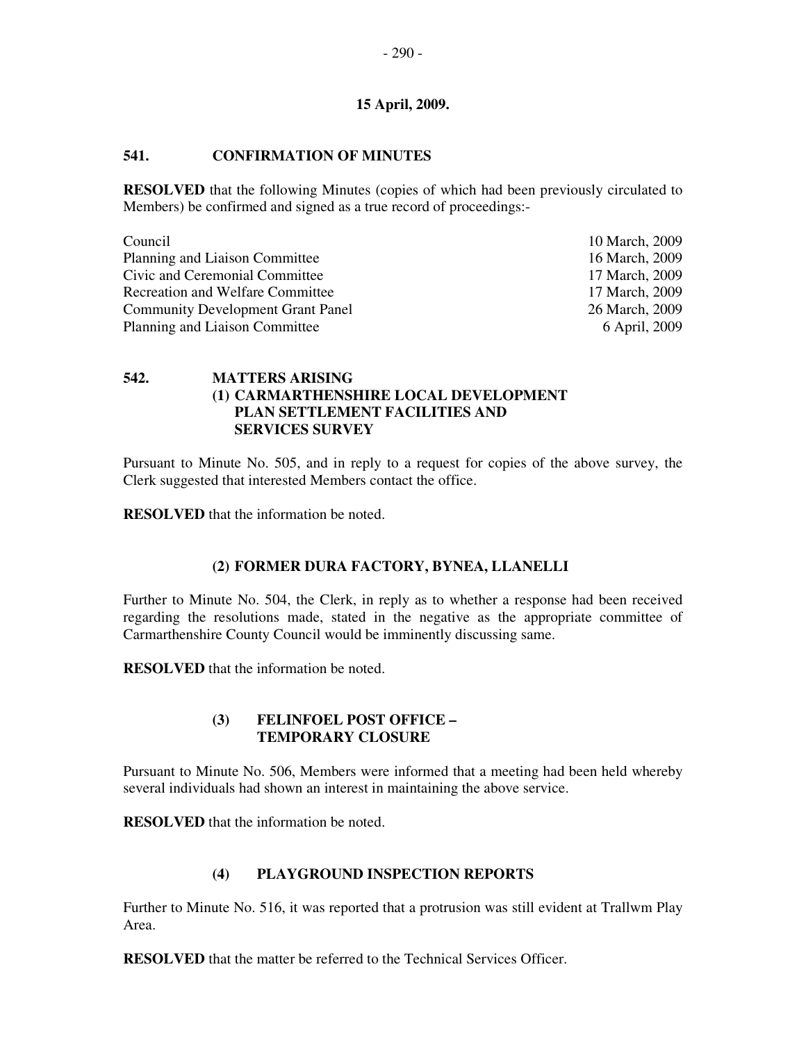**15 April, 2009.**

## 541. CONFIRMATION OF MINUTES

**RESOLVED** that the following Minutes (copies of which had been previously circulated to Members) be confirmed and signed as a true record of proceedings:-

| | |
|---|---|
| Council | 10 March, 2009 |
| Planning and Liaison Committee | 16 March, 2009 |
| Civic and Ceremonial Committee | 17 March, 2009 |
| Recreation and Welfare Committee | 17 March, 2009 |
| Community Development Grant Panel | 26 March, 2009 |
| Planning and Liaison Committee | 6 April, 2009 |

## 542. MATTERS ARISING

### (1) CARMARTHENSHIRE LOCAL DEVELOPMENT PLAN SETTLEMENT FACILITIES AND SERVICES SURVEY

Pursuant to Minute No. 505, and in reply to a request for copies of the above survey, the Clerk suggested that interested Members contact the office.

**RESOLVED** that the information be noted.

### (2) FORMER DURA FACTORY, BYNEA, LLANELLI

Further to Minute No. 504, the Clerk, in reply as to whether a response had been received regarding the resolutions made, stated in the negative as the appropriate committee of Carmarthenshire County Council would be imminently discussing same.

**RESOLVED** that the information be noted.

### (3) FELINFOEL POST OFFICE – TEMPORARY CLOSURE

Pursuant to Minute No. 506, Members were informed that a meeting had been held whereby several individuals had shown an interest in maintaining the above service.

**RESOLVED** that the information be noted.

### (4) PLAYGROUND INSPECTION REPORTS

Further to Minute No. 516, it was reported that a protrusion was still evident at Trallwm Play Area.

**RESOLVED** that the matter be referred to the Technical Services Officer.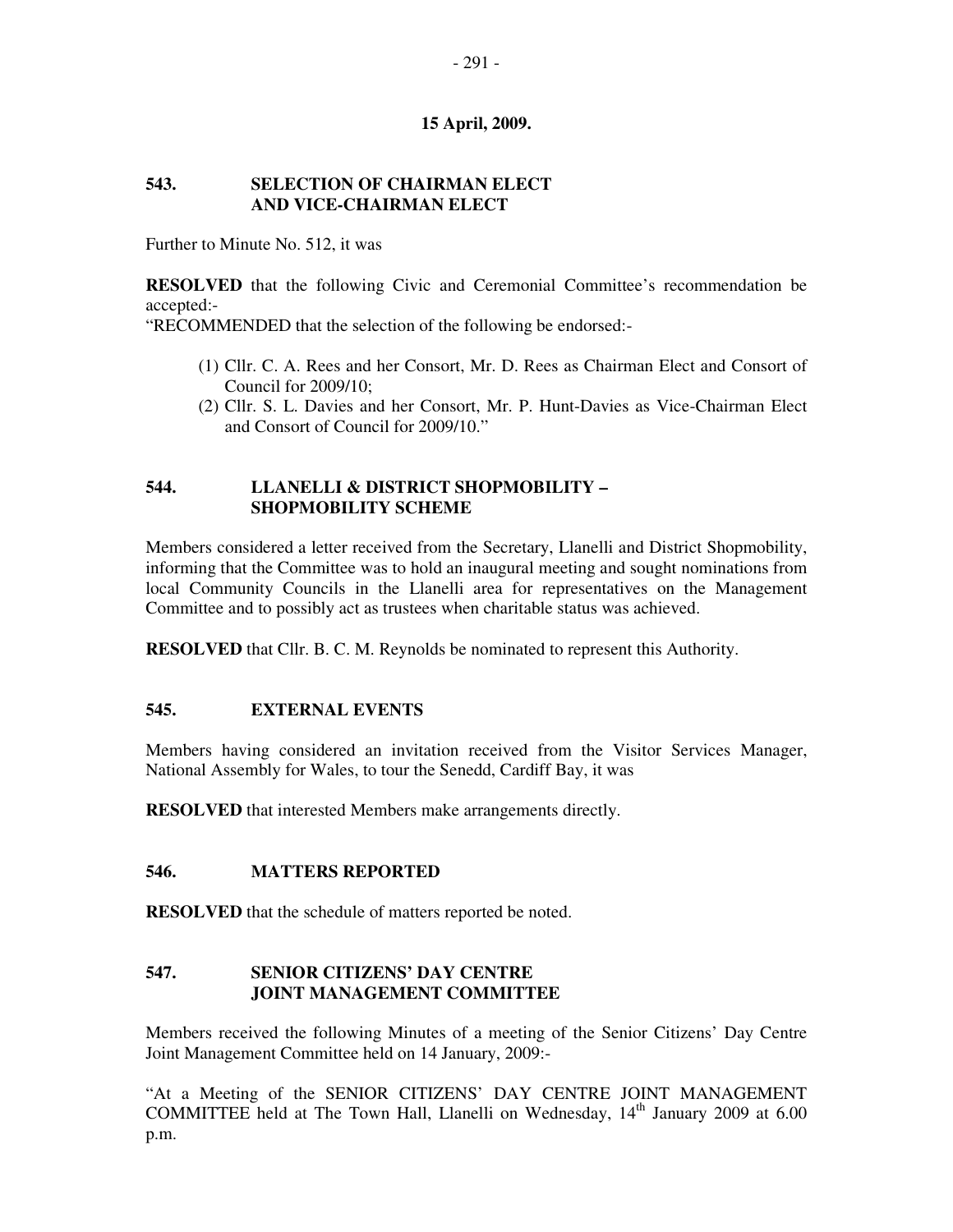**15 April, 2009.**

## 543. SELECTION OF CHAIRMAN ELECT AND VICE-CHAIRMAN ELECT

Further to Minute No. 512, it was

**RESOLVED** that the following Civic and Ceremonial Committee's recommendation be accepted:-

"RECOMMENDED that the selection of the following be endorsed:-

(1) Cllr. C. A. Rees and her Consort, Mr. D. Rees as Chairman Elect and Consort of Council for 2009/10;
(2) Cllr. S. L. Davies and her Consort, Mr. P. Hunt-Davies as Vice-Chairman Elect and Consort of Council for 2009/10."

## 544. LLANELLI & DISTRICT SHOPMOBILITY – SHOPMOBILITY SCHEME

Members considered a letter received from the Secretary, Llanelli and District Shopmobility, informing that the Committee was to hold an inaugural meeting and sought nominations from local Community Councils in the Llanelli area for representatives on the Management Committee and to possibly act as trustees when charitable status was achieved.

**RESOLVED** that Cllr. B. C. M. Reynolds be nominated to represent this Authority.

## 545. EXTERNAL EVENTS

Members having considered an invitation received from the Visitor Services Manager, National Assembly for Wales, to tour the Senedd, Cardiff Bay, it was

**RESOLVED** that interested Members make arrangements directly.

## 546. MATTERS REPORTED

**RESOLVED** that the schedule of matters reported be noted.

## 547. SENIOR CITIZENS' DAY CENTRE JOINT MANAGEMENT COMMITTEE

Members received the following Minutes of a meeting of the Senior Citizens' Day Centre Joint Management Committee held on 14 January, 2009:-

"At a Meeting of the SENIOR CITIZENS' DAY CENTRE JOINT MANAGEMENT COMMITTEE held at The Town Hall, Llanelli on Wednesday, 14th January 2009 at 6.00 p.m.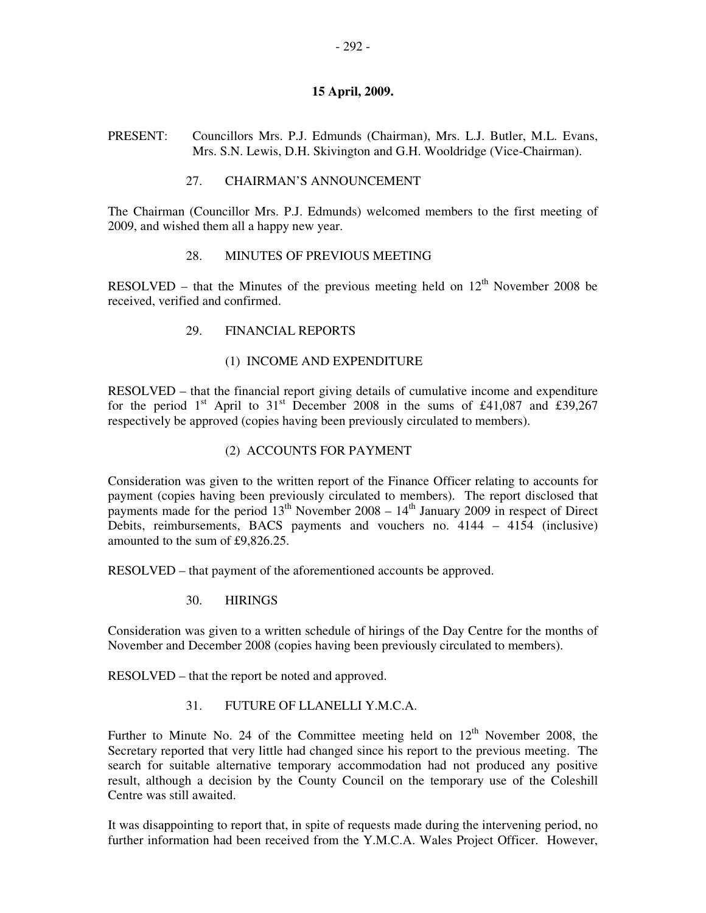**15 April, 2009.**

PRESENT: Councillors Mrs. P.J. Edmunds (Chairman), Mrs. L.J. Butler, M.L. Evans, Mrs. S.N. Lewis, D.H. Skivington and G.H. Wooldridge (Vice-Chairman).

27. CHAIRMAN'S ANNOUNCEMENT

The Chairman (Councillor Mrs. P.J. Edmunds) welcomed members to the first meeting of 2009, and wished them all a happy new year.

28. MINUTES OF PREVIOUS MEETING

RESOLVED – that the Minutes of the previous meeting held on 12th November 2008 be received, verified and confirmed.

29. FINANCIAL REPORTS

(1) INCOME AND EXPENDITURE

RESOLVED – that the financial report giving details of cumulative income and expenditure for the period 1st April to 31st December 2008 in the sums of £41,087 and £39,267 respectively be approved (copies having been previously circulated to members).

(2) ACCOUNTS FOR PAYMENT

Consideration was given to the written report of the Finance Officer relating to accounts for payment (copies having been previously circulated to members). The report disclosed that payments made for the period 13th November 2008 – 14th January 2009 in respect of Direct Debits, reimbursements, BACS payments and vouchers no. 4144 – 4154 (inclusive) amounted to the sum of £9,826.25.

RESOLVED – that payment of the aforementioned accounts be approved.

30. HIRINGS

Consideration was given to a written schedule of hirings of the Day Centre for the months of November and December 2008 (copies having been previously circulated to members).

RESOLVED – that the report be noted and approved.

31. FUTURE OF LLANELLI Y.M.C.A.

Further to Minute No. 24 of the Committee meeting held on 12th November 2008, the Secretary reported that very little had changed since his report to the previous meeting. The search for suitable alternative temporary accommodation had not produced any positive result, although a decision by the County Council on the temporary use of the Coleshill Centre was still awaited.

It was disappointing to report that, in spite of requests made during the intervening period, no further information had been received from the Y.M.C.A. Wales Project Officer. However,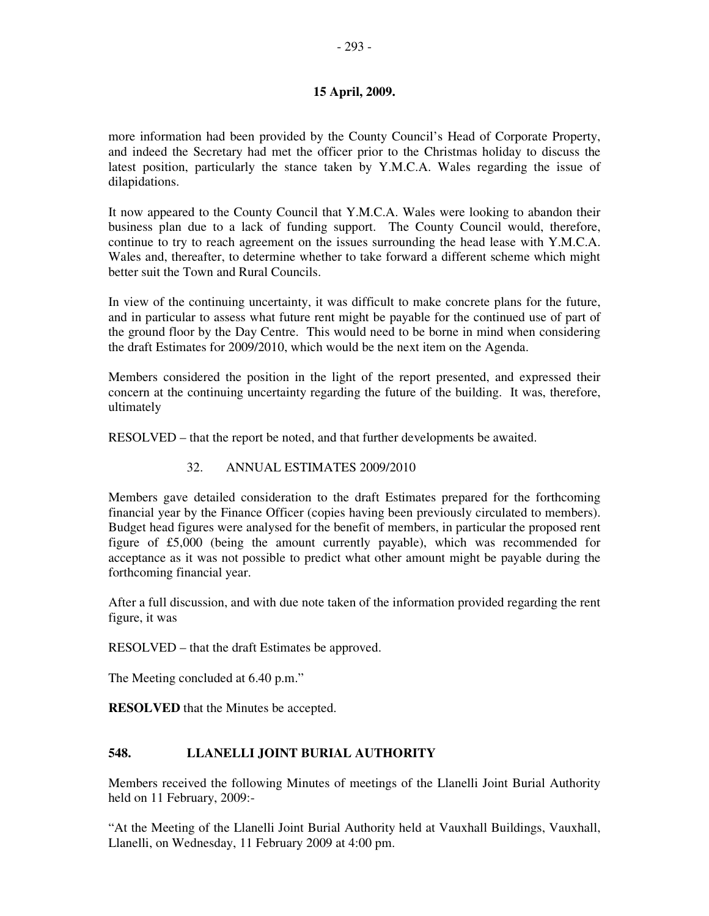more information had been provided by the County Council's Head of Corporate Property, and indeed the Secretary had met the officer prior to the Christmas holiday to discuss the latest position, particularly the stance taken by Y.M.C.A. Wales regarding the issue of dilapidations.

It now appeared to the County Council that Y.M.C.A. Wales were looking to abandon their business plan due to a lack of funding support. The County Council would, therefore, continue to try to reach agreement on the issues surrounding the head lease with Y.M.C.A. Wales and, thereafter, to determine whether to take forward a different scheme which might better suit the Town and Rural Councils.

In view of the continuing uncertainty, it was difficult to make concrete plans for the future, and in particular to assess what future rent might be payable for the continued use of part of the ground floor by the Day Centre. This would need to be borne in mind when considering the draft Estimates for 2009/2010, which would be the next item on the Agenda.

Members considered the position in the light of the report presented, and expressed their concern at the continuing uncertainty regarding the future of the building. It was, therefore, ultimately

RESOLVED – that the report be noted, and that further developments be awaited.

32. ANNUAL ESTIMATES 2009/2010

Members gave detailed consideration to the draft Estimates prepared for the forthcoming financial year by the Finance Officer (copies having been previously circulated to members). Budget head figures were analysed for the benefit of members, in particular the proposed rent figure of £5,000 (being the amount currently payable), which was recommended for acceptance as it was not possible to predict what other amount might be payable during the forthcoming financial year.

After a full discussion, and with due note taken of the information provided regarding the rent figure, it was

RESOLVED – that the draft Estimates be approved.

The Meeting concluded at 6.40 p.m."

**RESOLVED** that the Minutes be accepted.

## 548. LLANELLI JOINT BURIAL AUTHORITY

Members received the following Minutes of meetings of the Llanelli Joint Burial Authority held on 11 February, 2009:-

"At the Meeting of the Llanelli Joint Burial Authority held at Vauxhall Buildings, Vauxhall, Llanelli, on Wednesday, 11 February 2009 at 4:00 pm.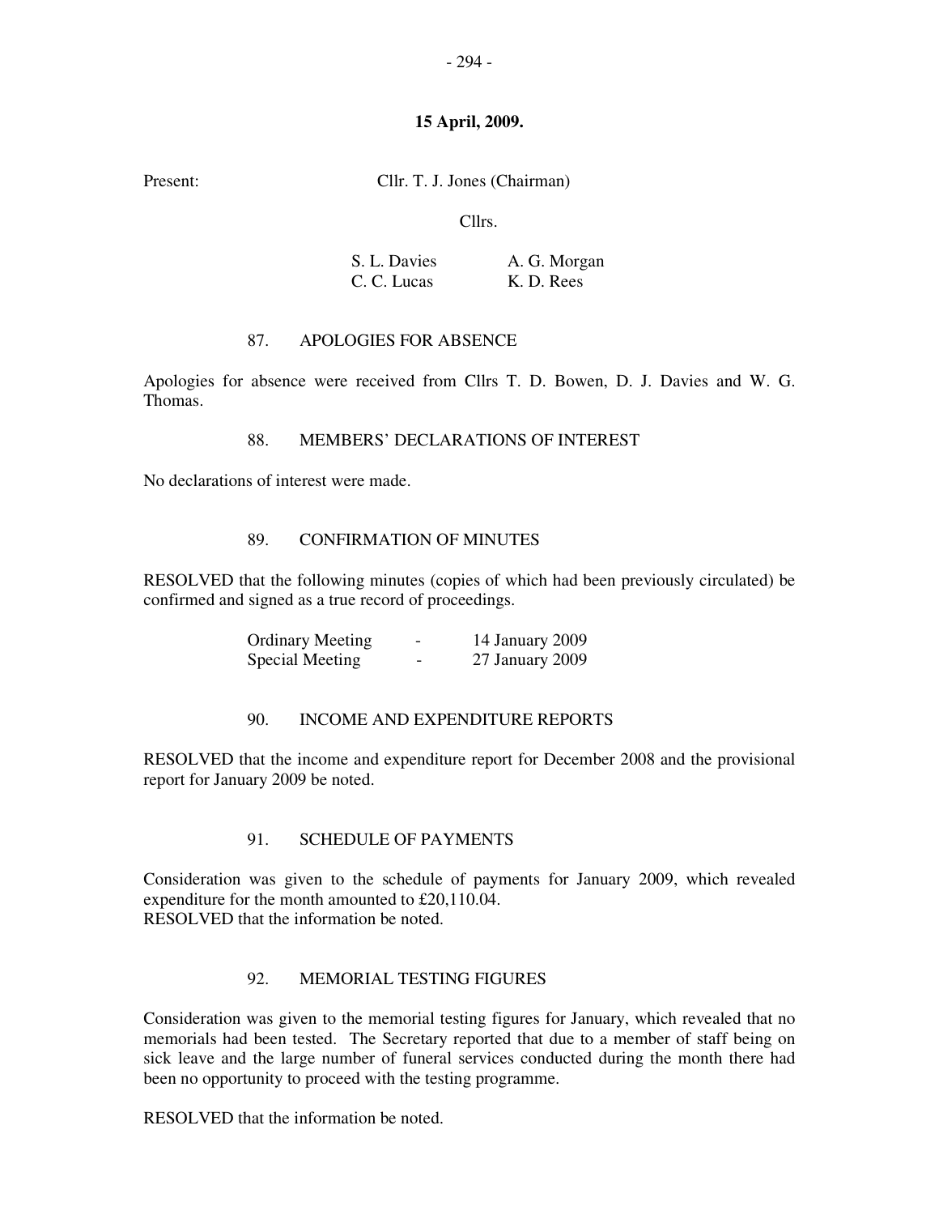**15 April, 2009.**

Present: Cllr. T. J. Jones (Chairman)

Cllrs.

| | |
|---|---|
| S. L. Davies | A. G. Morgan |
| C. C. Lucas | K. D. Rees |

87. APOLOGIES FOR ABSENCE

Apologies for absence were received from Cllrs T. D. Bowen, D. J. Davies and W. G. Thomas.

88. MEMBERS' DECLARATIONS OF INTEREST

No declarations of interest were made.

89. CONFIRMATION OF MINUTES

RESOLVED that the following minutes (copies of which had been previously circulated) be confirmed and signed as a true record of proceedings.

| | | |
|---|---|---|
| Ordinary Meeting | - | 14 January 2009 |
| Special Meeting | - | 27 January 2009 |

90. INCOME AND EXPENDITURE REPORTS

RESOLVED that the income and expenditure report for December 2008 and the provisional report for January 2009 be noted.

91. SCHEDULE OF PAYMENTS

Consideration was given to the schedule of payments for January 2009, which revealed expenditure for the month amounted to £20,110.04.
RESOLVED that the information be noted.

92. MEMORIAL TESTING FIGURES

Consideration was given to the memorial testing figures for January, which revealed that no memorials had been tested. The Secretary reported that due to a member of staff being on sick leave and the large number of funeral services conducted during the month there had been no opportunity to proceed with the testing programme.

RESOLVED that the information be noted.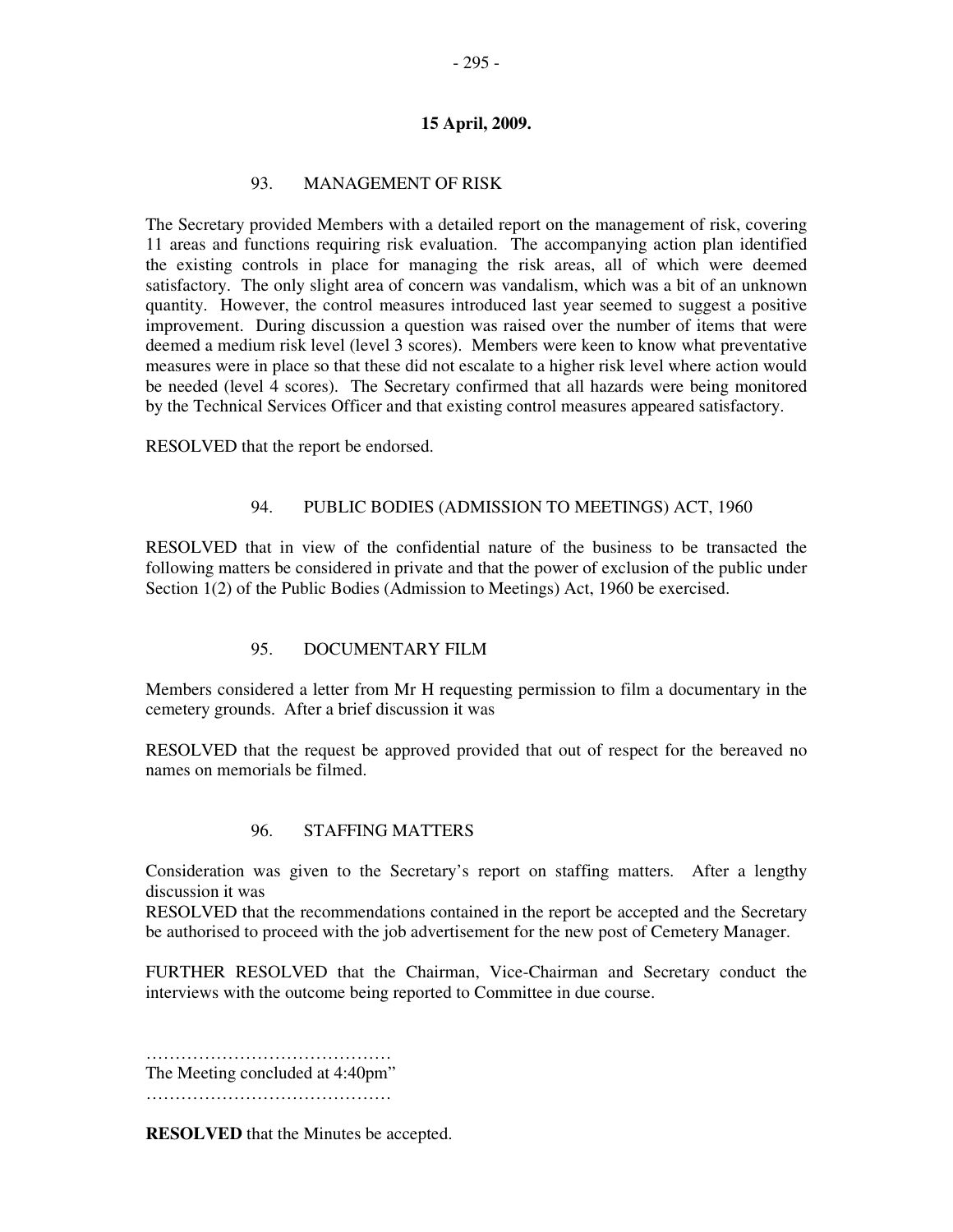**15 April, 2009.**

93. MANAGEMENT OF RISK

The Secretary provided Members with a detailed report on the management of risk, covering 11 areas and functions requiring risk evaluation. The accompanying action plan identified the existing controls in place for managing the risk areas, all of which were deemed satisfactory. The only slight area of concern was vandalism, which was a bit of an unknown quantity. However, the control measures introduced last year seemed to suggest a positive improvement. During discussion a question was raised over the number of items that were deemed a medium risk level (level 3 scores). Members were keen to know what preventative measures were in place so that these did not escalate to a higher risk level where action would be needed (level 4 scores). The Secretary confirmed that all hazards were being monitored by the Technical Services Officer and that existing control measures appeared satisfactory.

RESOLVED that the report be endorsed.

94. PUBLIC BODIES (ADMISSION TO MEETINGS) ACT, 1960

RESOLVED that in view of the confidential nature of the business to be transacted the following matters be considered in private and that the power of exclusion of the public under Section 1(2) of the Public Bodies (Admission to Meetings) Act, 1960 be exercised.

95. DOCUMENTARY FILM

Members considered a letter from Mr H requesting permission to film a documentary in the cemetery grounds. After a brief discussion it was

RESOLVED that the request be approved provided that out of respect for the bereaved no names on memorials be filmed.

96. STAFFING MATTERS

Consideration was given to the Secretary's report on staffing matters. After a lengthy discussion it was

RESOLVED that the recommendations contained in the report be accepted and the Secretary be authorised to proceed with the job advertisement for the new post of Cemetery Manager.

FURTHER RESOLVED that the Chairman, Vice-Chairman and Secretary conduct the interviews with the outcome being reported to Committee in due course.

……………………………………

The Meeting concluded at 4:40pm"

……………………………………

**RESOLVED** that the Minutes be accepted.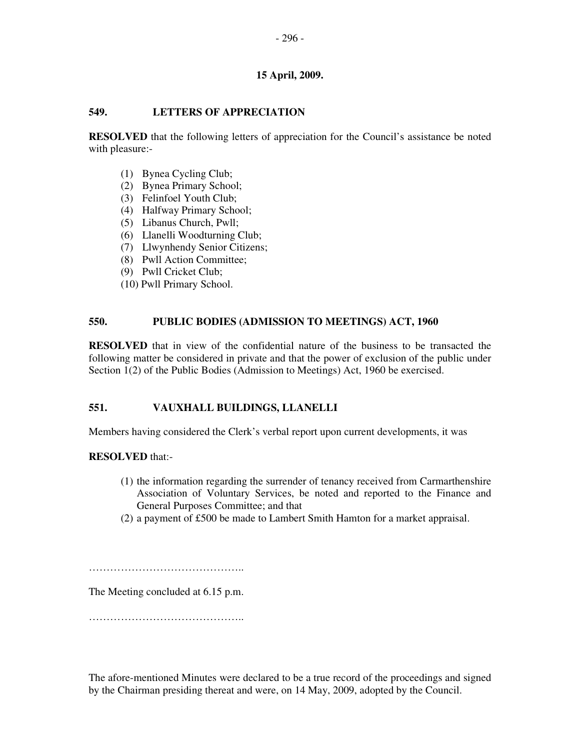**15 April, 2009.**

## 549. LETTERS OF APPRECIATION

**RESOLVED** that the following letters of appreciation for the Council's assistance be noted with pleasure:-

(1) Bynea Cycling Club;
(2) Bynea Primary School;
(3) Felinfoel Youth Club;
(4) Halfway Primary School;
(5) Libanus Church, Pwll;
(6) Llanelli Woodturning Club;
(7) Llwynhendy Senior Citizens;
(8) Pwll Action Committee;
(9) Pwll Cricket Club;
(10) Pwll Primary School.

## 550. PUBLIC BODIES (ADMISSION TO MEETINGS) ACT, 1960

**RESOLVED** that in view of the confidential nature of the business to be transacted the following matter be considered in private and that the power of exclusion of the public under Section 1(2) of the Public Bodies (Admission to Meetings) Act, 1960 be exercised.

## 551. VAUXHALL BUILDINGS, LLANELLI

Members having considered the Clerk's verbal report upon current developments, it was

**RESOLVED** that:-

(1) the information regarding the surrender of tenancy received from Carmarthenshire Association of Voluntary Services, be noted and reported to the Finance and General Purposes Committee; and that
(2) a payment of £500 be made to Lambert Smith Hamton for a market appraisal.

……………………………………..

The Meeting concluded at 6.15 p.m.

……………………………………..

The afore-mentioned Minutes were declared to be a true record of the proceedings and signed by the Chairman presiding thereat and were, on 14 May, 2009, adopted by the Council.